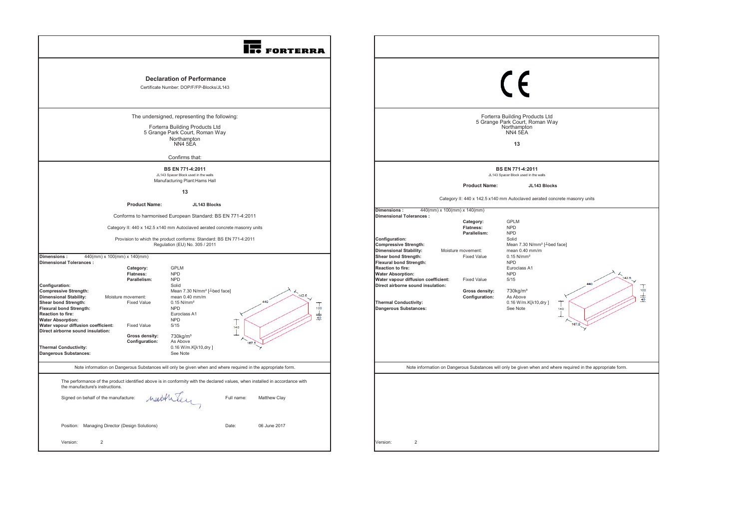**FORTERRA**

# Declaration of Performance

Certificate Number: DOP/F/FP-Blocks/JL143

The undersigned, representing the following:

Forterra Building Products Ltd
5 Grange Park Court, Roman Way
Northampton
NN4 5EA

Confirms that:

**BS EN 771-4:2011**

JL143 Spacer Block used in the walls

Manufacturing Plant:Hams Hall

**13**

**Product Name:** **JL143 Blocks**

Conforms to harmonised European Standard: BS EN 771-4:2011

Category II: 440 x 142.5 x140 mm Autoclaved aerated concrete masonry units

Provision to which the product conforms: Standard: BS EN 771-4:2011
Regulation (EU) No. 305 / 2011

**Dimensions :** 440(mm) x 100(mm) x 140(mm)

| | | |
|---|---|---|
| **Dimensional Tolerances :** | | |
| | **Category:** | GPLM |
| | **Flatness:** | NPD |
| | **Parallelism:** | NPD |
| **Configuration:** | | Solid |
| **Compressive Strength:** | | Mean 7.30 N/mm² [⊥bed face] |
| **Dimensional Stability:** | Moisture movement: | mean 0.40 mm/m |
| **Shear bond Strength:** | Fixed Value | 0.15 N/mm² |
| **Flexural bond Strength:** | | NPD |
| **Reaction to fire:** | | Euroclass A1 |
| **Water Absorption:** | | NPD |
| **Water vapour diffusion coefficient:** | Fixed Value | 5/15 |
| **Direct airborne sound insulation:** | | |
| | **Gross density:** | 730kg/m³ |
| | **Configuration:** | As Above |
| **Thermal Conductivity:** | | 0.16 W/m.K[λ10,dry ] |
| **Dangerous Substances:** | | See Note |

Note information on Dangerous Substances will only be given when and where required in the appropriate form.

The performance of the product identified above is in conformity with the declared values, when installed in accordance with the manufacture's instructions.

Signed on behalf of the manufacture: [signature] Full name: Matthew Clay

Position: Managing Director (Design Solutions) Date: 06 June 2017

Version: 2

---

CE

Forterra Building Products Ltd
5 Grange Park Court, Roman Way
Northampton
NN4 5EA

**13**

**BS EN 771-4:2011**

JL143 Spacer Block used in the walls

**Product Name:** **JL143 Blocks**

Category II: 440 x 142.5 x140 mm Autoclaved aerated concrete masonry units

**Dimensions :** 440(mm) x 100(mm) x 140(mm)

| | | |
|---|---|---|
| **Dimensional Tolerances :** | | |
| | **Category:** | GPLM |
| | **Flatness:** | NPD |
| | **Parallelism:** | NPD |
| **Configuration:** | | Solid |
| **Compressive Strength:** | | Mean 7.30 N/mm² [⊥bed face] |
| **Dimensional Stability:** | Moisture movement: | mean 0.40 mm/m |
| **Shear bond Strength:** | Fixed Value | 0.15 N/mm² |
| **Flexural bond Strength:** | | NPD |
| **Reaction to fire:** | | Euroclass A1 |
| **Water Absorption:** | | NPD |
| **Water vapour diffusion coefficient:** | Fixed Value | 5/15 |
| **Direct airborne sound insulation:** | | |
| | **Gross density:** | 730kg/m³ |
| | **Configuration:** | As Above |
| **Thermal Conductivity:** | | 0.16 W/m.K[λ10,dry ] |
| **Dangerous Substances:** | | See Note |

Note information on Dangerous Substances will only be given when and where required in the appropriate form.

Version: 2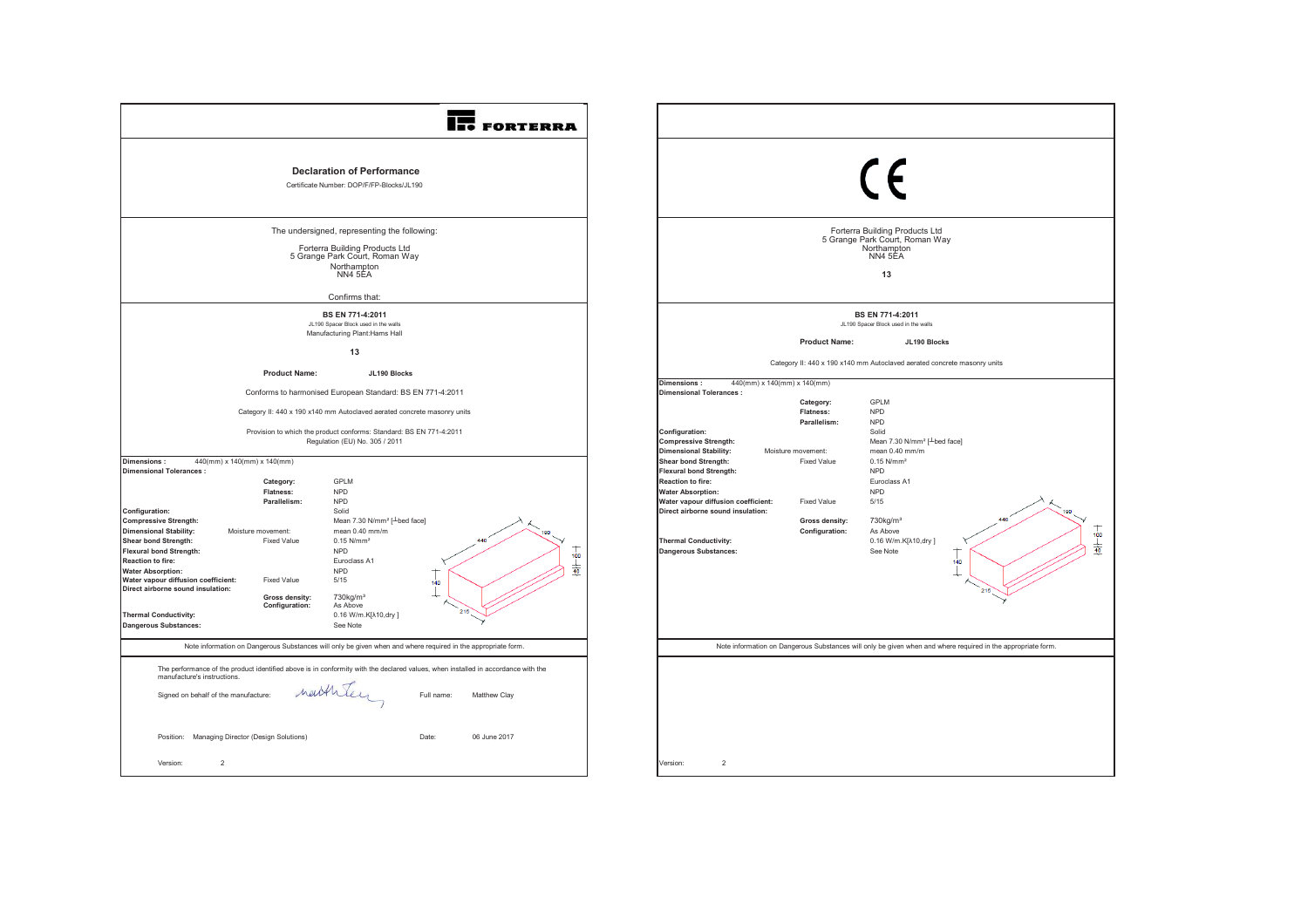FORTERRA

## Declaration of Performance

Certificate Number: DOP/F/FP-Blocks/JL190

The undersigned, representing the following:

Forterra Building Products Ltd
5 Grange Park Court, Roman Way
Northampton
NN4 5EA

Confirms that:

**BS EN 771-4:2011**

JL190 Spacer Block used in the walls

Manufacturing Plant:Hams Hall

**13**

**Product Name:** **JL190 Blocks**

Conforms to harmonised European Standard: BS EN 771-4:2011

Category II: 440 x 190 x140 mm Autoclaved aerated concrete masonry units

Provision to which the product conforms: Standard: BS EN 771-4:2011
Regulation (EU) No. 305 / 2011

**Dimensions :** 440(mm) x 140(mm) x 140(mm)

| **Dimensional Tolerances :** | | |
|---|---|---|
| | **Category:** | GPLM |
| | **Flatness:** | NPD |
| | **Parallelism:** | NPD |
| **Configuration:** | | Solid |
| **Compressive Strength:** | | Mean 7.30 N/mm² [⊥bed face] |
| **Dimensional Stability:** | Moisture movement: | mean 0.40 mm/m |
| **Shear bond Strength:** | Fixed Value | 0.15 N/mm² |
| **Flexural bond Strength:** | | NPD |
| **Reaction to fire:** | | Euroclass A1 |
| **Water Absorption:** | | NPD |
| **Water vapour diffusion coefficient:** | Fixed Value | 5/15 |
| **Direct airborne sound insulation:** | | |
| | **Gross density:** | 730kg/m³ |
| | **Configuration:** | As Above |
| **Thermal Conductivity:** | | 0.16 W/m.K[λ10,dry ] |
| **Dangerous Substances:** | | See Note |

Note information on Dangerous Substances will only be given when and where required in the appropriate form.

The performance of the product identified above is in conformity with the declared values, when installed in accordance with the manufacture's instructions.

Signed on behalf of the manufacture: Full name: Matthew Clay

Position: Managing Director (Design Solutions) Date: 06 June 2017

Version: 2

---

CE

Forterra Building Products Ltd
5 Grange Park Court, Roman Way
Northampton
NN4 5EA

**13**

**BS EN 771-4:2011**

JL190 Spacer Block used in the walls

**Product Name:** **JL190 Blocks**

Category II: 440 x 190 x140 mm Autoclaved aerated concrete masonry units

**Dimensions :** 440(mm) x 140(mm) x 140(mm)

| **Dimensional Tolerances :** | | |
|---|---|---|
| | **Category:** | GPLM |
| | **Flatness:** | NPD |
| | **Parallelism:** | NPD |
| **Configuration:** | | Solid |
| **Compressive Strength:** | | Mean 7.30 N/mm² [⊥bed face] |
| **Dimensional Stability:** | Moisture movement: | mean 0.40 mm/m |
| **Shear bond Strength:** | Fixed Value | 0.15 N/mm² |
| **Flexural bond Strength:** | | NPD |
| **Reaction to fire:** | | Euroclass A1 |
| **Water Absorption:** | | NPD |
| **Water vapour diffusion coefficient:** | Fixed Value | 5/15 |
| **Direct airborne sound insulation:** | | |
| | **Gross density:** | 730kg/m³ |
| | **Configuration:** | As Above |
| **Thermal Conductivity:** | | 0.16 W/m.K[λ10,dry ] |
| **Dangerous Substances:** | | See Note |

Note information on Dangerous Substances will only be given when and where required in the appropriate form.

Version: 2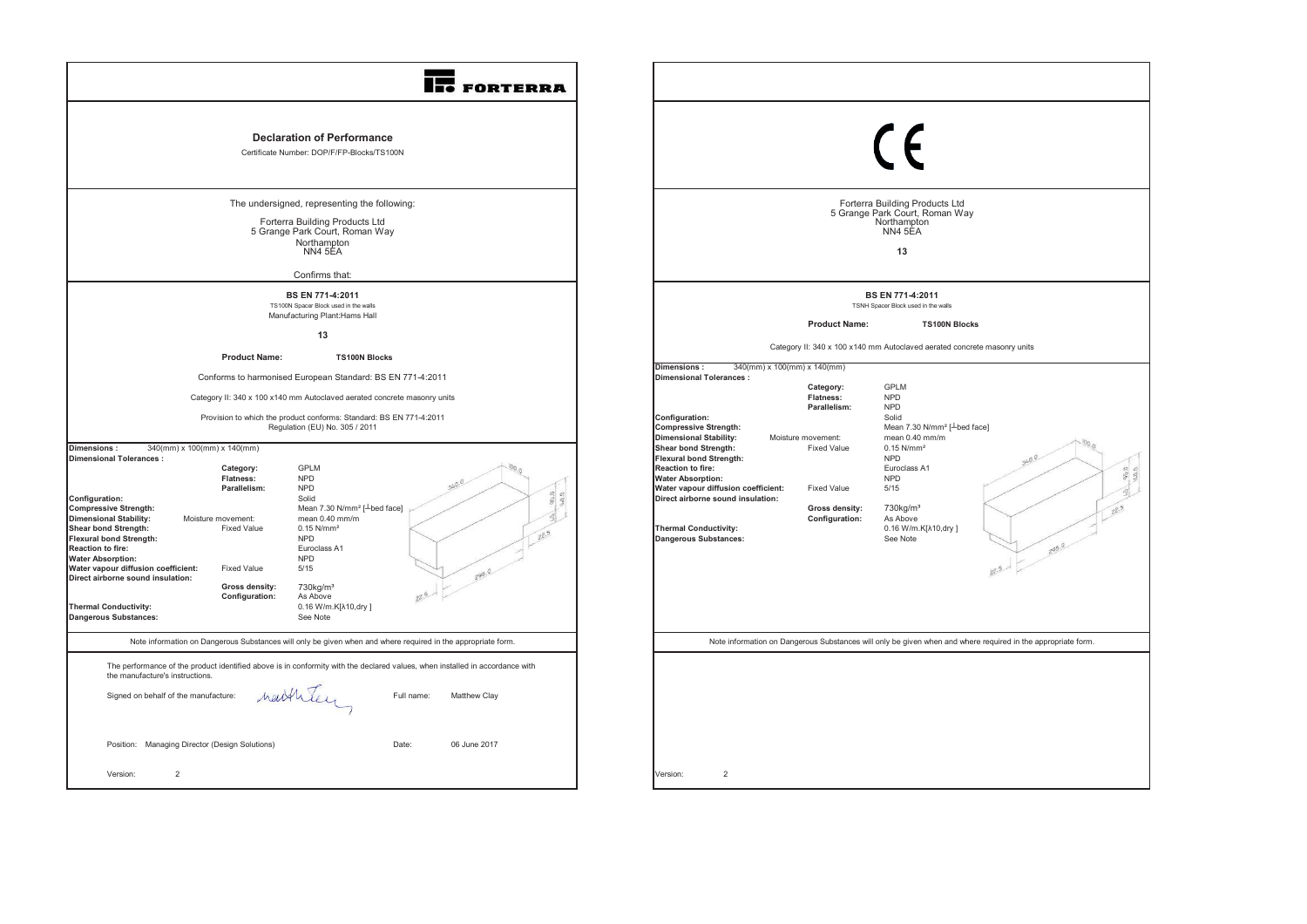FORTERRA

# Declaration of Performance

Certificate Number: DOP/F/FP-Blocks/TS100N

The undersigned, representing the following:

Forterra Building Products Ltd
5 Grange Park Court, Roman Way
Northampton
NN4 5EA

Confirms that:

**BS EN 771-4:2011**

TS100N Spacer Block used in the walls

Manufacturing Plant:Hams Hall

**13**

**Product Name:** **TS100N Blocks**

Conforms to harmonised European Standard: BS EN 771-4:2011

Category II: 340 x 100 x140 mm Autoclaved aerated concrete masonry units

Provision to which the product conforms: Standard: BS EN 771-4:2011
Regulation (EU) No. 305 / 2011

| | | |
|---|---|---|
| **Dimensions :** 340(mm) x 100(mm) x 140(mm) | | |
| **Dimensional Tolerances :** | | |
| | **Category:** | GPLM |
| | **Flatness:** | NPD |
| | **Parallelism:** | NPD |
| **Configuration:** | | Solid |
| **Compressive Strength:** | | Mean 7.30 N/mm² [⊥bed face] |
| **Dimensional Stability:** | Moisture movement: | mean 0.40 mm/m |
| **Shear bond Strength:** | Fixed Value | 0.15 N/mm² |
| **Flexural bond Strength:** | | NPD |
| **Reaction to fire:** | | Euroclass A1 |
| **Water Absorption:** | | NPD |
| **Water vapour diffusion coefficient:** | Fixed Value | 5/15 |
| **Direct airborne sound insulation:** | | |
| | **Gross density:** | 730kg/m³ |
| | **Configuration:** | As Above |
| **Thermal Conductivity:** | | 0.16 W/m.K[λ10,dry ] |
| **Dangerous Substances:** | | See Note |

Note information on Dangerous Substances will only be given when and where required in the appropriate form.

The performance of the product identified above is in conformity with the declared values, when installed in accordance with the manufacture's instructions.

Signed on behalf of the manufacture: [signature] Full name: Matthew Clay

Position: Managing Director (Design Solutions) Date: 06 June 2017

Version: 2

---

CE

Forterra Building Products Ltd
5 Grange Park Court, Roman Way
Northampton
NN4 5EA

**13**

**BS EN 771-4:2011**

TSNH Spacer Block used in the walls

**Product Name:** **TS100N Blocks**

Category II: 340 x 100 x140 mm Autoclaved aerated concrete masonry units

| | | |
|---|---|---|
| **Dimensions :** 340(mm) x 100(mm) x 140(mm) | | |
| **Dimensional Tolerances :** | | |
| | **Category:** | GPLM |
| | **Flatness:** | NPD |
| | **Parallelism:** | NPD |
| **Configuration:** | | Solid |
| **Compressive Strength:** | | Mean 7.30 N/mm² [⊥bed face] |
| **Dimensional Stability:** | Moisture movement: | mean 0.40 mm/m |
| **Shear bond Strength:** | Fixed Value | 0.15 N/mm² |
| **Flexural bond Strength:** | | NPD |
| **Reaction to fire:** | | Euroclass A1 |
| **Water Absorption:** | | NPD |
| **Water vapour diffusion coefficient:** | Fixed Value | 5/15 |
| **Direct airborne sound insulation:** | | |
| | **Gross density:** | 730kg/m³ |
| | **Configuration:** | As Above |
| **Thermal Conductivity:** | | 0.16 W/m.K[λ10,dry ] |
| **Dangerous Substances:** | | See Note |

Note information on Dangerous Substances will only be given when and where required in the appropriate form.

Version: 2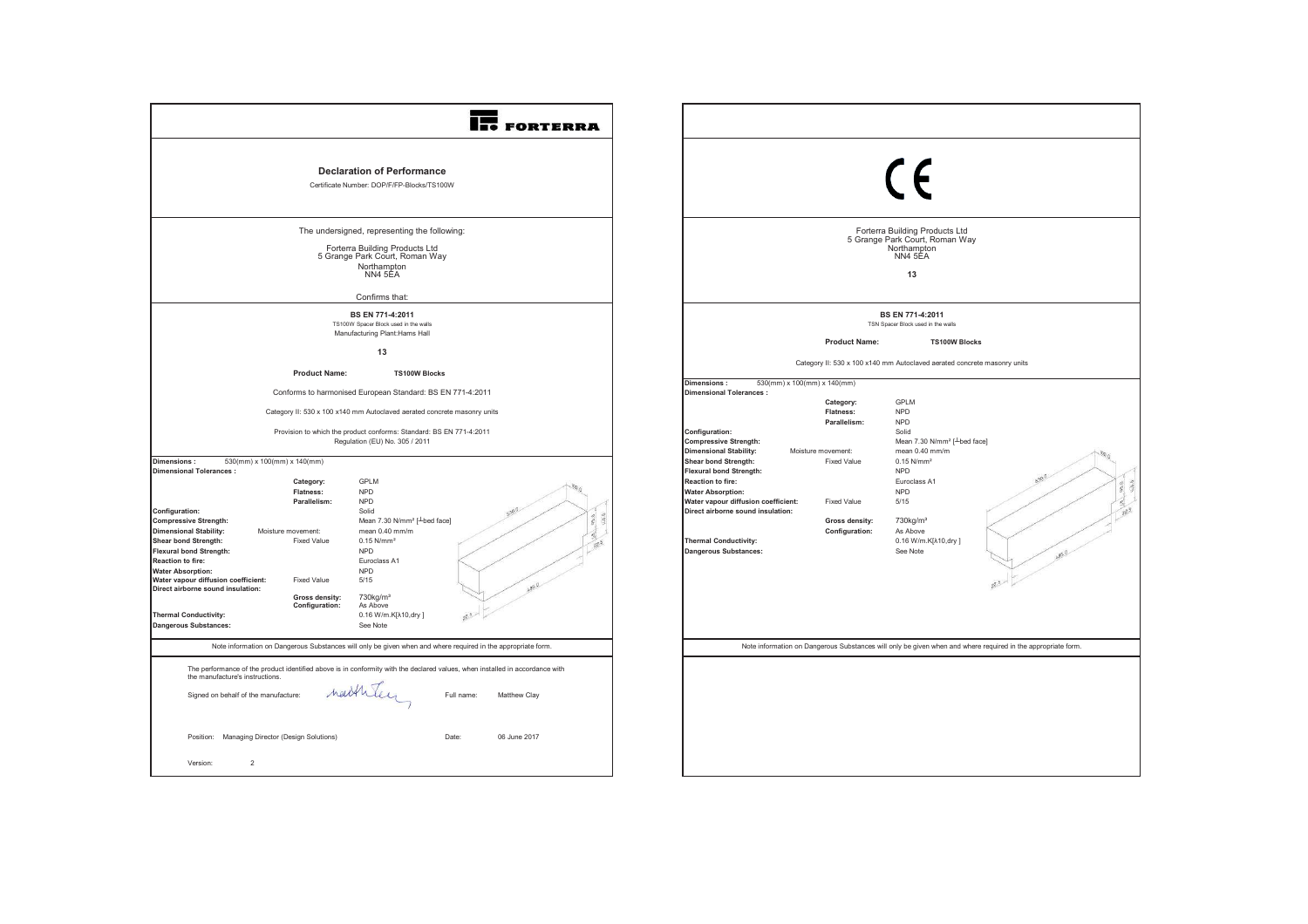FORTERRA

## Declaration of Performance

Certificate Number: DOP/F/FP-Blocks/TS100W

The undersigned, representing the following:

Forterra Building Products Ltd
5 Grange Park Court, Roman Way
Northampton
NN4 5EA

Confirms that:

**BS EN 771-4:2011**

TS100W Spacer Block used in the walls

Manufacturing Plant:Hams Hall

**13**

**Product Name:** **TS100W Blocks**

Conforms to harmonised European Standard: BS EN 771-4:2011

Category II: 530 x 100 x140 mm Autoclaved aerated concrete masonry units

Provision to which the product conforms: Standard: BS EN 771-4:2011
Regulation (EU) No. 305 / 2011

| | | |
|---|---|---|
| **Dimensions :** 530(mm) x 100(mm) x 140(mm) | | |
| **Dimensional Tolerances :** | | |
| | **Category:** | GPLM |
| | **Flatness:** | NPD |
| | **Parallelism:** | NPD |
| **Configuration:** | | Solid |
| **Compressive Strength:** | | Mean 7.30 N/mm² [┴bed face] |
| **Dimensional Stability:** | Moisture movement: | mean 0.40 mm/m |
| **Shear bond Strength:** | Fixed Value | 0.15 N/mm² |
| **Flexural bond Strength:** | | NPD |
| **Reaction to fire:** | | Euroclass A1 |
| **Water Absorption:** | | NPD |
| **Water vapour diffusion coefficient:** | Fixed Value | 5/15 |
| **Direct airborne sound insulation:** | | |
| | **Gross density:** | 730kg/m³ |
| | **Configuration:** | As Above |
| **Thermal Conductivity:** | | 0.16 W/m.K[λ10,dry ] |
| **Dangerous Substances:** | | See Note |

Note information on Dangerous Substances will only be given when and where required in the appropriate form.

The performance of the product identified above is in conformity with the declared values, when installed in accordance with the manufacture's instructions.

Signed on behalf of the manufacture: Full name: Matthew Clay

Position: Managing Director (Design Solutions) Date: 06 June 2017

Version: 2

---

CE

Forterra Building Products Ltd
5 Grange Park Court, Roman Way
Northampton
NN4 5EA

**13**

**BS EN 771-4:2011**

TSN Spacer Block used in the walls

**Product Name:** **TS100W Blocks**

Category II: 530 x 100 x140 mm Autoclaved aerated concrete masonry units

| | | |
|---|---|---|
| **Dimensions :** 530(mm) x 100(mm) x 140(mm) | | |
| **Dimensional Tolerances :** | | |
| | **Category:** | GPLM |
| | **Flatness:** | NPD |
| | **Parallelism:** | NPD |
| **Configuration:** | | Solid |
| **Compressive Strength:** | | Mean 7.30 N/mm² [┴bed face] |
| **Dimensional Stability:** | Moisture movement: | mean 0.40 mm/m |
| **Shear bond Strength:** | Fixed Value | 0.15 N/mm² |
| **Flexural bond Strength:** | | NPD |
| **Reaction to fire:** | | Euroclass A1 |
| **Water Absorption:** | | NPD |
| **Water vapour diffusion coefficient:** | Fixed Value | 5/15 |
| **Direct airborne sound insulation:** | | |
| | **Gross density:** | 730kg/m³ |
| | **Configuration:** | As Above |
| **Thermal Conductivity:** | | 0.16 W/m.K[λ10,dry ] |
| **Dangerous Substances:** | | See Note |

Note information on Dangerous Substances will only be given when and where required in the appropriate form.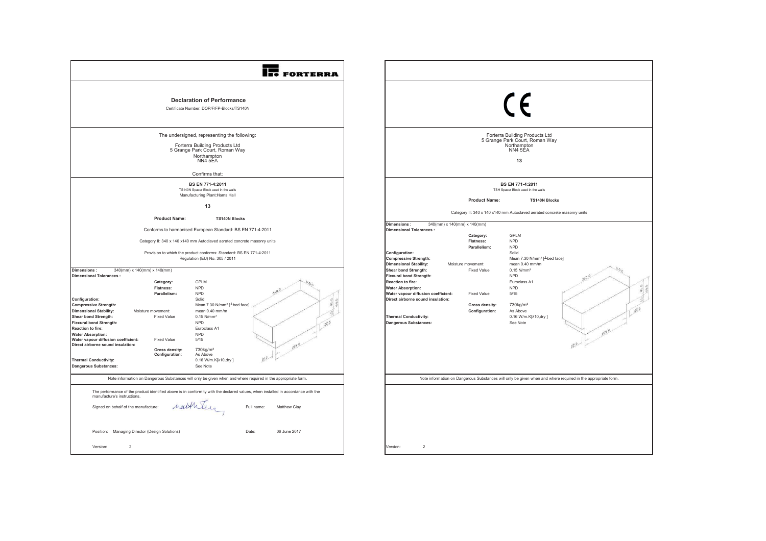FORTERRA

## Declaration of Performance

Certificate Number: DOP/F/FP-Blocks/TS140N

The undersigned, representing the following:

Forterra Building Products Ltd
5 Grange Park Court, Roman Way
Northampton
NN4 5EA

Confirms that:

**BS EN 771-4:2011**

TS140N Spacer Block used in the walls

Manufacturing Plant:Hams Hall

**13**

**Product Name:** **TS140N Blocks**

Conforms to harmonised European Standard: BS EN 771-4:2011

Category II: 340 x 140 x140 mm Autoclaved aerated concrete masonry units

Provision to which the product conforms: Standard: BS EN 771-4:2011
Regulation (EU) No. 305 / 2011

| | | |
|---|---|---|
| **Dimensions :** 340(mm) x 140(mm) x 140(mm) | | |
| **Dimensional Tolerances :** | | |
| | **Category:** | GPLM |
| | **Flatness:** | NPD |
| | **Parallelism:** | NPD |
| **Configuration:** | | Solid |
| **Compressive Strength:** | | Mean 7.30 N/mm² [⊥bed face] |
| **Dimensional Stability:** | Moisture movement: | mean 0.40 mm/m |
| **Shear bond Strength:** | Fixed Value | 0.15 N/mm² |
| **Flexural bond Strength:** | | NPD |
| **Reaction to fire:** | | Euroclass A1 |
| **Water Absorption:** | | NPD |
| **Water vapour diffusion coefficient:** | Fixed Value | 5/15 |
| **Direct airborne sound insulation:** | | |
| | **Gross density:** | 730kg/m³ |
| | **Configuration:** | As Above |
| **Thermal Conductivity:** | | 0.16 W/m.K[λ10,dry ] |
| **Dangerous Substances:** | | See Note |

Note information on Dangerous Substances will only be given when and where required in the appropriate form.

The performance of the product identified above is in conformity with the declared values, when installed in accordance with the manufacture's instructions.

Signed on behalf of the manufacture: [signature] Full name: Matthew Clay

Position: Managing Director (Design Solutions) Date: 06 June 2017

Version: 2

---

CE

Forterra Building Products Ltd
5 Grange Park Court, Roman Way
Northampton
NN4 5EA

**13**

**BS EN 771-4:2011**

TSH Spacer Block used in the walls

**Product Name:** **TS140N Blocks**

Category II: 340 x 140 x140 mm Autoclaved aerated concrete masonry units

| | | |
|---|---|---|
| **Dimensions :** 340(mm) x 140(mm) x 140(mm) | | |
| **Dimensional Tolerances :** | | |
| | **Category:** | GPLM |
| | **Flatness:** | NPD |
| | **Parallelism:** | NPD |
| **Configuration:** | | Solid |
| **Compressive Strength:** | | Mean 7.30 N/mm² [⊥bed face] |
| **Dimensional Stability:** | Moisture movement: | mean 0.40 mm/m |
| **Shear bond Strength:** | Fixed Value | 0.15 N/mm² |
| **Flexural bond Strength:** | | NPD |
| **Reaction to fire:** | | Euroclass A1 |
| **Water Absorption:** | | NPD |
| **Water vapour diffusion coefficient:** | Fixed Value | 5/15 |
| **Direct airborne sound insulation:** | | |
| | **Gross density:** | 730kg/m³ |
| | **Configuration:** | As Above |
| **Thermal Conductivity:** | | 0.16 W/m.K[λ10,dry ] |
| **Dangerous Substances:** | | See Note |

Note information on Dangerous Substances will only be given when and where required in the appropriate form.

Version: 2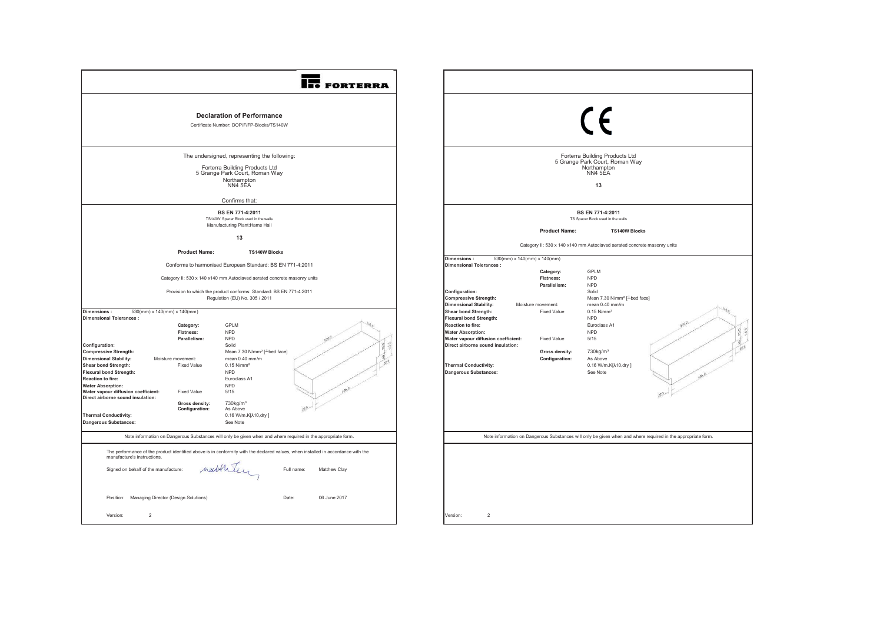FORTERRA

# Declaration of Performance

Certificate Number: DOP/F/FP-Blocks/TS140W

The undersigned, representing the following:

Forterra Building Products Ltd
5 Grange Park Court, Roman Way
Northampton
NN4 5EA

Confirms that:

**BS EN 771-4:2011**

TS140W Spacer Block used in the walls

Manufacturing Plant:Hams Hall

**13**

**Product Name:** **TS140W Blocks**

Conforms to harmonised European Standard: BS EN 771-4:2011

Category II: 530 x 140 x140 mm Autoclaved aerated concrete masonry units

Provision to which the product conforms: Standard: BS EN 771-4:2011
Regulation (EU) No. 305 / 2011

| | | |
|---|---|---|
| **Dimensions :** 530(mm) x 140(mm) x 140(mm) | | |
| **Dimensional Tolerances :** | | |
| | **Category:** | GPLM |
| | **Flatness:** | NPD |
| | **Parallelism:** | NPD |
| **Configuration:** | | Solid |
| **Compressive Strength:** | | Mean 7.30 N/mm² [┴bed face] |
| **Dimensional Stability:** | Moisture movement: | mean 0.40 mm/m |
| **Shear bond Strength:** | Fixed Value | 0.15 N/mm² |
| **Flexural bond Strength:** | | NPD |
| **Reaction to fire:** | | Euroclass A1 |
| **Water Absorption:** | | NPD |
| **Water vapour diffusion coefficient:** | Fixed Value | 5/15 |
| **Direct airborne sound insulation:** | | |
| | **Gross density:** | 730kg/m³ |
| | **Configuration:** | As Above |
| **Thermal Conductivity:** | | 0.16 W/m.K[λ10,dry ] |
| **Dangerous Substances:** | | See Note |

Note information on Dangerous Substances will only be given when and where required in the appropriate form.

The performance of the product identified above is in conformity with the declared values, when installed in accordance with the manufacture's instructions.

Signed on behalf of the manufacture: Full name: Matthew Clay

Position: Managing Director (Design Solutions) Date: 06 June 2017

Version: 2

CE

Forterra Building Products Ltd
5 Grange Park Court, Roman Way
Northampton
NN4 5EA

**13**

**BS EN 771-4:2011**

TS Spacer Block used in the walls

**Product Name:** **TS140W Blocks**

Category II: 530 x 140 x140 mm Autoclaved aerated concrete masonry units

| | | |
|---|---|---|
| **Dimensions :** 530(mm) x 140(mm) x 140(mm) | | |
| **Dimensional Tolerances :** | | |
| | **Category:** | GPLM |
| | **Flatness:** | NPD |
| | **Parallelism:** | NPD |
| **Configuration:** | | Solid |
| **Compressive Strength:** | | Mean 7.30 N/mm² [┴bed face] |
| **Dimensional Stability:** | Moisture movement: | mean 0.40 mm/m |
| **Shear bond Strength:** | Fixed Value | 0.15 N/mm² |
| **Flexural bond Strength:** | | NPD |
| **Reaction to fire:** | | Euroclass A1 |
| **Water Absorption:** | | NPD |
| **Water vapour diffusion coefficient:** | Fixed Value | 5/15 |
| **Direct airborne sound insulation:** | | |
| | **Gross density:** | 730kg/m³ |
| | **Configuration:** | As Above |
| **Thermal Conductivity:** | | 0.16 W/m.K[λ10,dry ] |
| **Dangerous Substances:** | | See Note |

Note information on Dangerous Substances will only be given when and where required in the appropriate form.

Version: 2